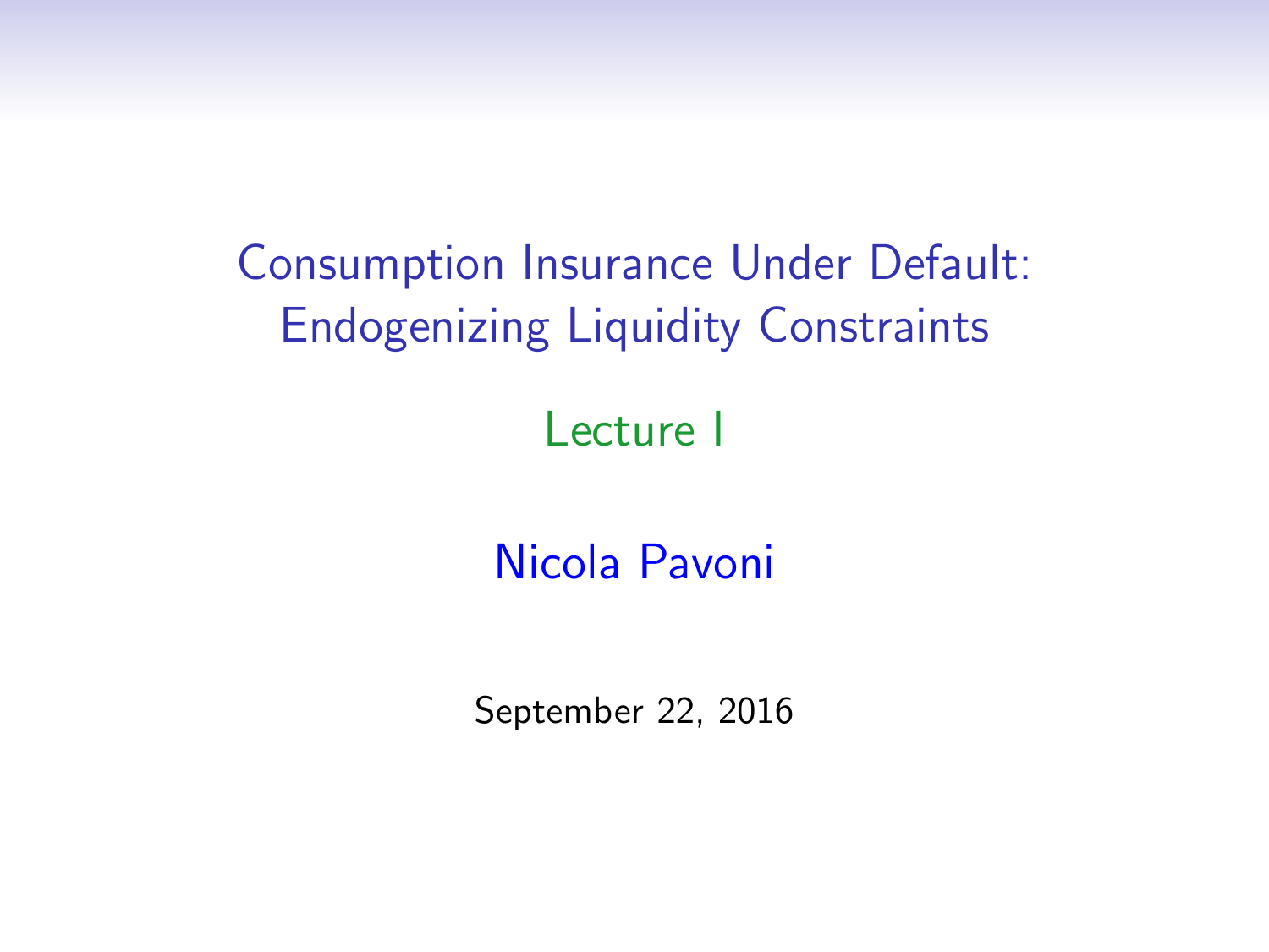# Consumption Insurance Under Default: Endogenizing Liquidity Constraints

## Lecture I

Nicola Pavoni

September 22, 2016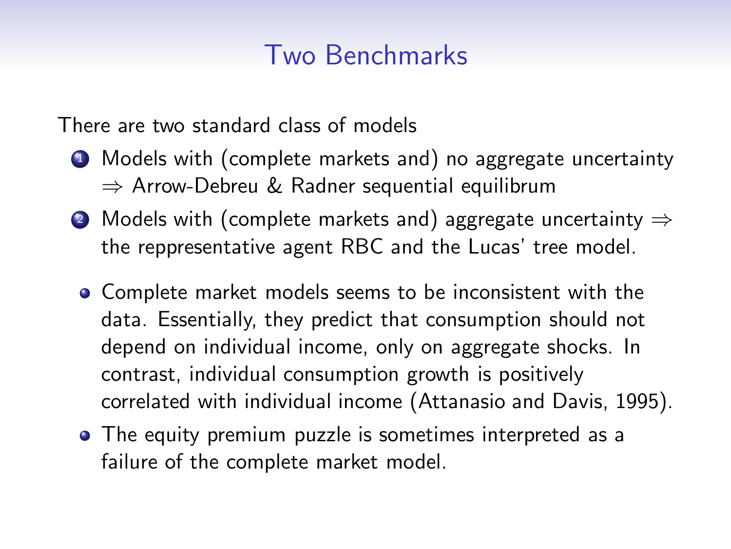# Two Benchmarks

There are two standard class of models

1. Models with (complete markets and) no aggregate uncertainty $\Rightarrow$ Arrow-Debreu & Radner sequential equilibrum
2. Models with (complete markets and) aggregate uncertainty $\Rightarrow$ the reppresentative agent RBC and the Lucas' tree model.

- Complete market models seems to be inconsistent with the data. Essentially, they predict that consumption should not depend on individual income, only on aggregate shocks. In contrast, individual consumption growth is positively correlated with individual income (Attanasio and Davis, 1995).
- The equity premium puzzle is sometimes interpreted as a failure of the complete market model.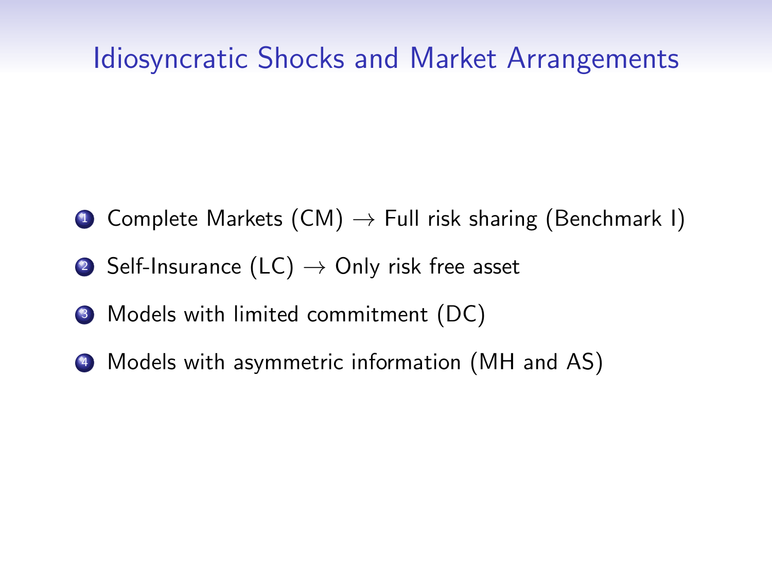# Idiosyncratic Shocks and Market Arrangements

1. Complete Markets (CM) $\rightarrow$ Full risk sharing (Benchmark I)
2. Self-Insurance (LC) $\rightarrow$ Only risk free asset
3. Models with limited commitment (DC)
4. Models with asymmetric information (MH and AS)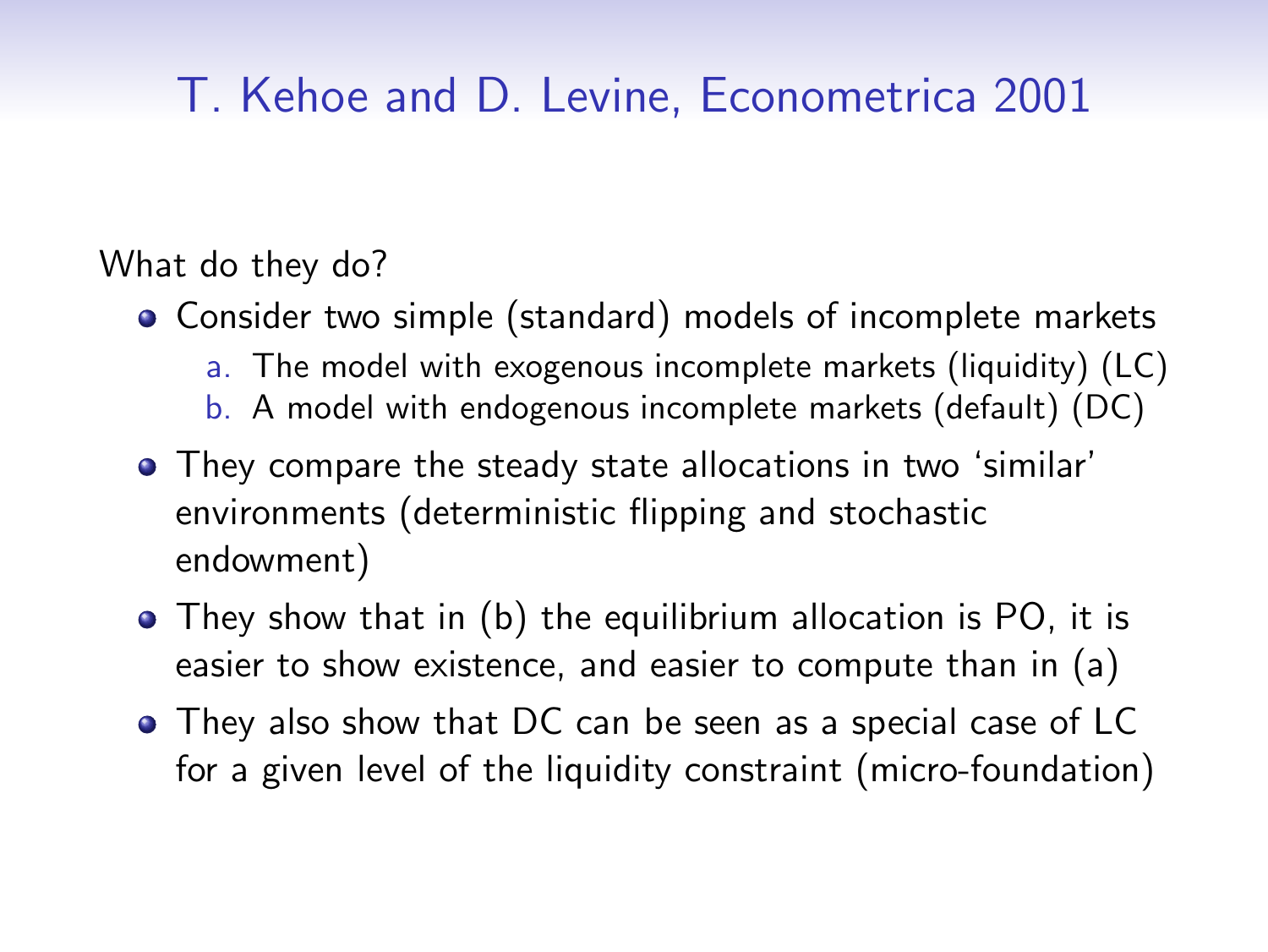# T. Kehoe and D. Levine, Econometrica 2001

What do they do?

- Consider two simple (standard) models of incomplete markets
  a. The model with exogenous incomplete markets (liquidity) (LC)
  b. A model with endogenous incomplete markets (default) (DC)
- They compare the steady state allocations in two 'similar' environments (deterministic flipping and stochastic endowment)
- They show that in (b) the equilibrium allocation is PO, it is easier to show existence, and easier to compute than in (a)
- They also show that DC can be seen as a special case of LC for a given level of the liquidity constraint (micro-foundation)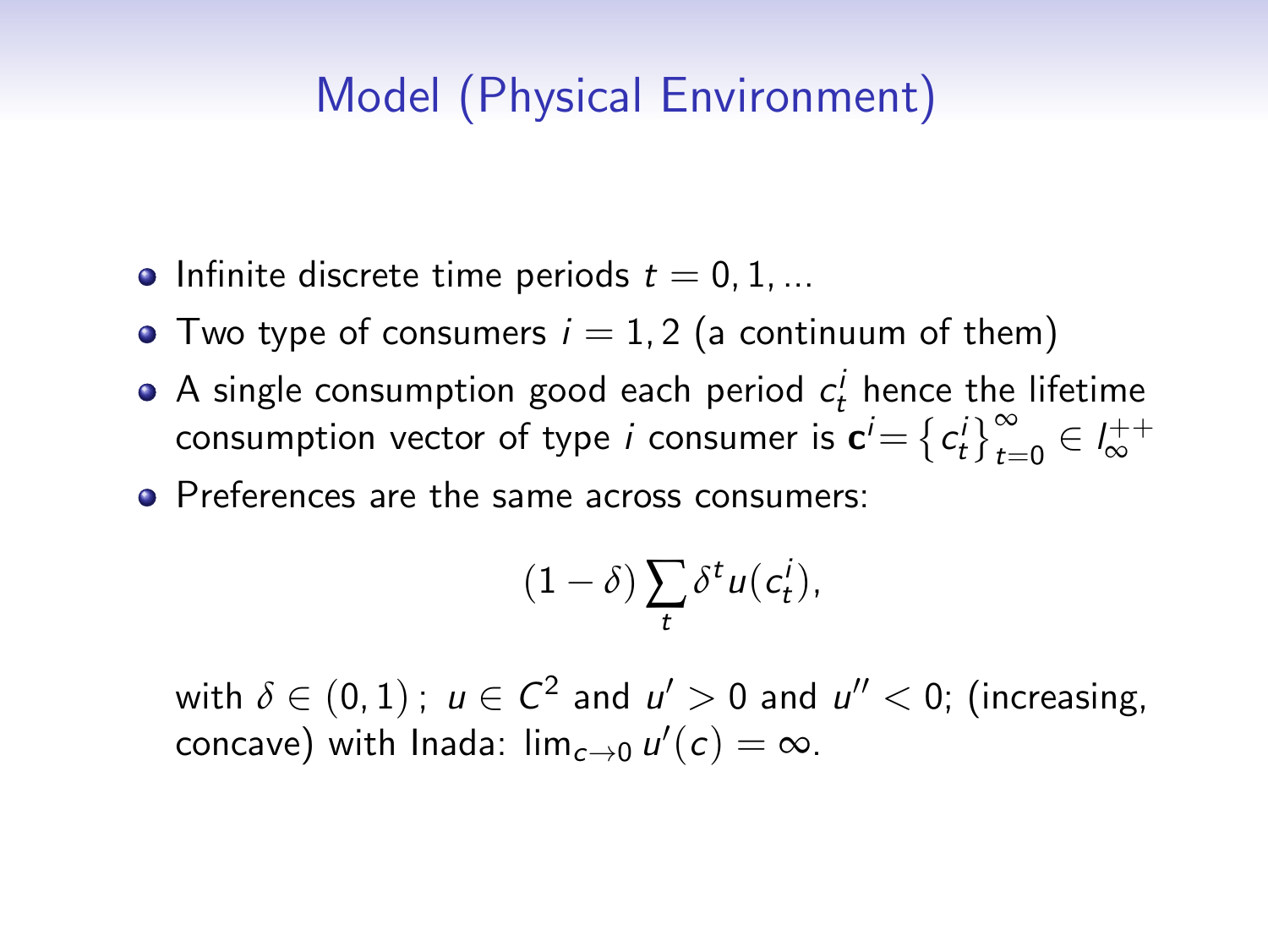# Model (Physical Environment)

- Infinite discrete time periods $t = 0, 1, ...$
- Two type of consumers $i = 1, 2$ (a continuum of them)
- A single consumption good each period $c_t^i$ hence the lifetime consumption vector of type $i$ consumer is $\mathbf{c}^i = \left\{ c_t^i \right\}_{t=0}^{\infty} \in l_{\infty}^{++}$
- Preferences are the same across consumers:

$$(1 - \delta) \sum_t \delta^t u(c_t^i),$$

with $\delta \in (0, 1)$; $u \in C^2$ and $u' > 0$ and $u'' < 0$; (increasing, concave) with Inada: $\lim_{c \to 0} u'(c) = \infty$.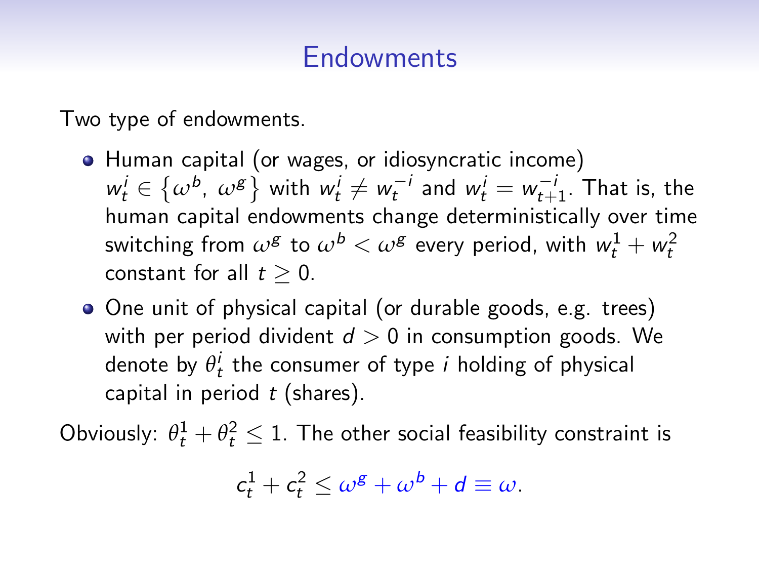# Endowments

Two type of endowments.

- Human capital (or wages, or idiosyncratic income) $w_t^i \in \left\{\omega^b, \, \omega^g\right\}$ with $w_t^i \neq w_t^{-i}$ and $w_t^i = w_{t+1}^{-i}$. That is, the human capital endowments change deterministically over time switching from $\omega^g$ to $\omega^b < \omega^g$ every period, with $w_t^1 + w_t^2$ constant for all $t \geq 0$.
- One unit of physical capital (or durable goods, e.g. trees) with per period divident $d > 0$ in consumption goods. We denote by $\theta_t^i$ the consumer of type $i$ holding of physical capital in period $t$ (shares).

Obviously: $\theta_t^1 + \theta_t^2 \leq 1$. The other social feasibility constraint is

$$c_t^1 + c_t^2 \leq \omega^g + \omega^b + d \equiv \omega.$$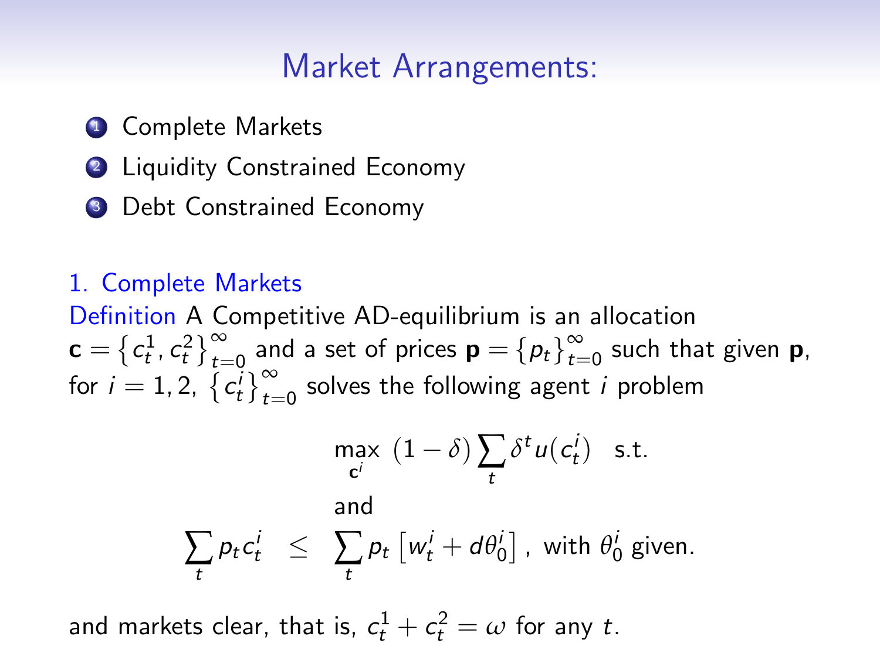# Market Arrangements:

1. Complete Markets
2. Liquidity Constrained Economy
3. Debt Constrained Economy

## 1. Complete Markets

**Definition** A Competitive AD-equilibrium is an allocation $\mathbf{c} = \{c_t^1, c_t^2\}_{t=0}^{\infty}$ and a set of prices $\mathbf{p} = \{p_t\}_{t=0}^{\infty}$ such that given $\mathbf{p}$, for $i = 1, 2$, $\{c_t^i\}_{t=0}^{\infty}$ solves the following agent $i$ problem

$$\max_{\mathbf{c}^i} \ (1-\delta) \sum_t \delta^t u(c_t^i) \quad \text{s.t.}$$

and

$$\sum_t p_t c_t^i \leq \sum_t p_t \left[ w_t^i + d\theta_0^i \right], \text{ with } \theta_0^i \text{ given.}$$

and markets clear, that is, $c_t^1 + c_t^2 = \omega$ for any $t$.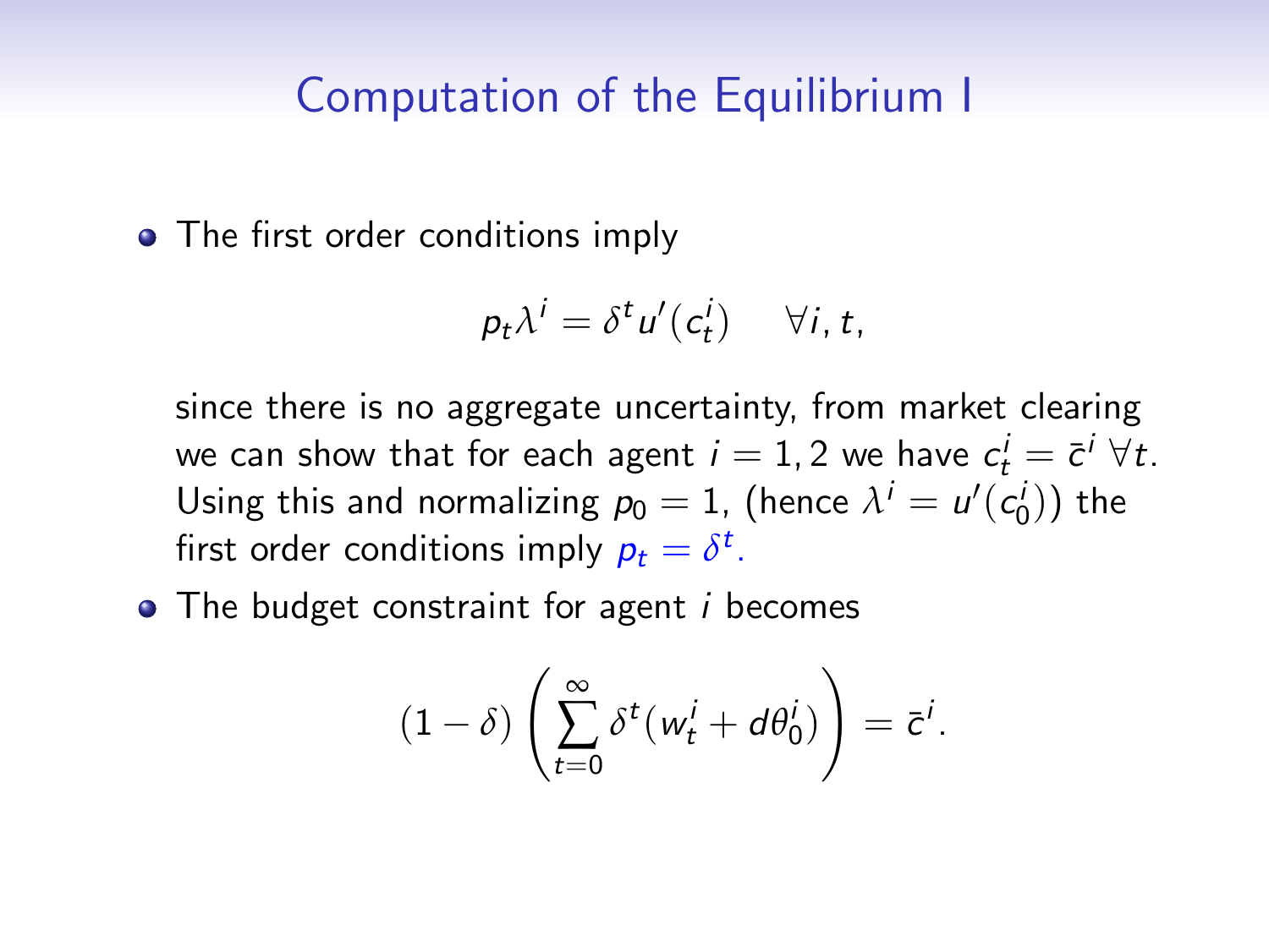# Computation of the Equilibrium I

- The first order conditions imply

$$p_t \lambda^i = \delta^t u'(c_t^i) \quad \forall i, t,$$

since there is no aggregate uncertainty, from market clearing we can show that for each agent $i = 1, 2$ we have $c_t^i = \bar{c}^i \; \forall t$. Using this and normalizing $p_0 = 1$, (hence $\lambda^i = u'(c_0^i)$) the first order conditions imply $p_t = \delta^t$.

- The budget constraint for agent $i$ becomes

$$(1 - \delta) \left( \sum_{t=0}^{\infty} \delta^t (w_t^i + d\theta_0^i) \right) = \bar{c}^i.$$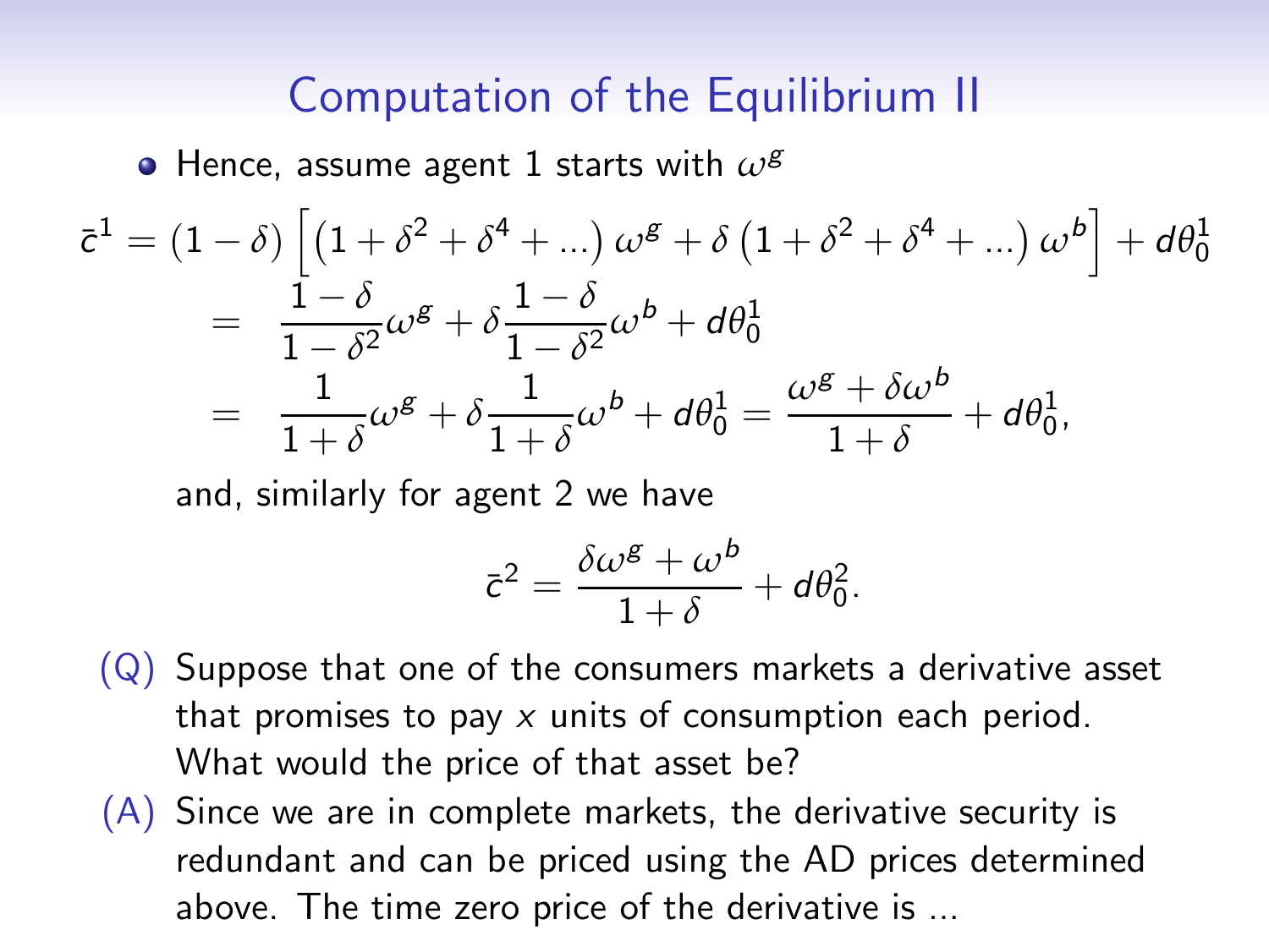# Computation of the Equilibrium II

- Hence, assume agent 1 starts with $\omega^g$

$$
\begin{aligned}
\bar{c}^1 = (1-\delta)\left[\left(1+\delta^2+\delta^4+...\right)\omega^g + \delta\left(1+\delta^2+\delta^4+...\right)\omega^b\right] + d\theta_0^1 \\
= \frac{1-\delta}{1-\delta^2}\omega^g + \delta\frac{1-\delta}{1-\delta^2}\omega^b + d\theta_0^1 \\
= \frac{1}{1+\delta}\omega^g + \delta\frac{1}{1+\delta}\omega^b + d\theta_0^1 = \frac{\omega^g+\delta\omega^b}{1+\delta} + d\theta_0^1,
\end{aligned}
$$

and, similarly for agent 2 we have

$$
\bar{c}^2 = \frac{\delta\omega^g+\omega^b}{1+\delta} + d\theta_0^2.
$$

(Q) Suppose that one of the consumers markets a derivative asset that promises to pay $x$ units of consumption each period. What would the price of that asset be?

(A) Since we are in complete markets, the derivative security is redundant and can be priced using the AD prices determined above. The time zero price of the derivative is ...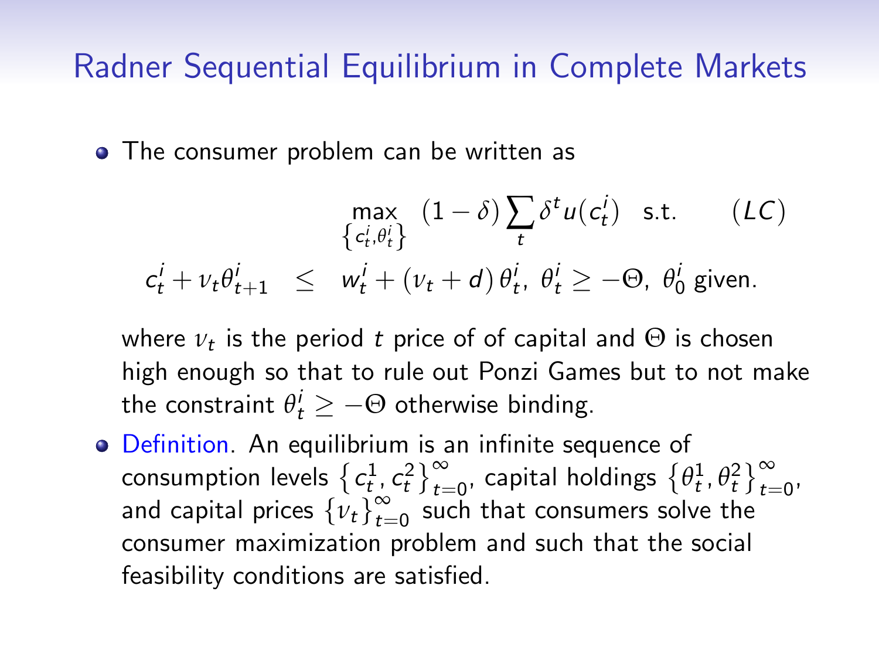## Radner Sequential Equilibrium in Complete Markets

- The consumer problem can be written as

$$\max_{\left\{c_t^i, \theta_t^i\right\}} \ (1-\delta)\sum_t \delta^t u(c_t^i) \quad \text{s.t.} \qquad (LC)$$

$$c_t^i + \nu_t \theta_{t+1}^i \quad \leq \quad w_t^i + (\nu_t + d)\,\theta_t^i,\ \theta_t^i \geq -\Theta,\ \theta_0^i \text{ given.}$$

  where $\nu_t$ is the period $t$ price of of capital and $\Theta$ is chosen high enough so that to rule out Ponzi Games but to not make the constraint $\theta_t^i \geq -\Theta$ otherwise binding.

- Definition. An equilibrium is an infinite sequence of consumption levels $\left\{c_t^1, c_t^2\right\}_{t=0}^{\infty}$, capital holdings $\left\{\theta_t^1, \theta_t^2\right\}_{t=0}^{\infty}$, and capital prices $\left\{\nu_t\right\}_{t=0}^{\infty}$ such that consumers solve the consumer maximization problem and such that the social feasibility conditions are satisfied.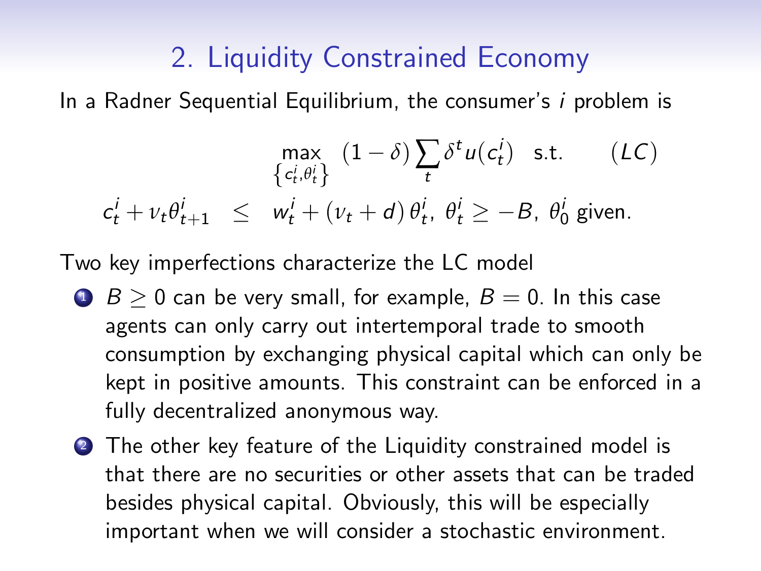## 2. Liquidity Constrained Economy

In a Radner Sequential Equilibrium, the consumer's $i$ problem is

$$\max_{\left\{c_t^i,\theta_t^i\right\}} \ (1-\delta)\sum_t \delta^t u(c_t^i) \quad \text{s.t.} \qquad (LC)$$

$$c_t^i + \nu_t \theta_{t+1}^i \quad \leq \quad w_t^i + (\nu_t + d)\,\theta_t^i,\ \theta_t^i \geq -B,\ \theta_0^i \text{ given.}$$

Two key imperfections characterize the LC model

1. $B \geq 0$ can be very small, for example, $B = 0$. In this case agents can only carry out intertemporal trade to smooth consumption by exchanging physical capital which can only be kept in positive amounts. This constraint can be enforced in a fully decentralized anonymous way.
2. The other key feature of the Liquidity constrained model is that there are no securities or other assets that can be traded besides physical capital. Obviously, this will be especially important when we will consider a stochastic environment.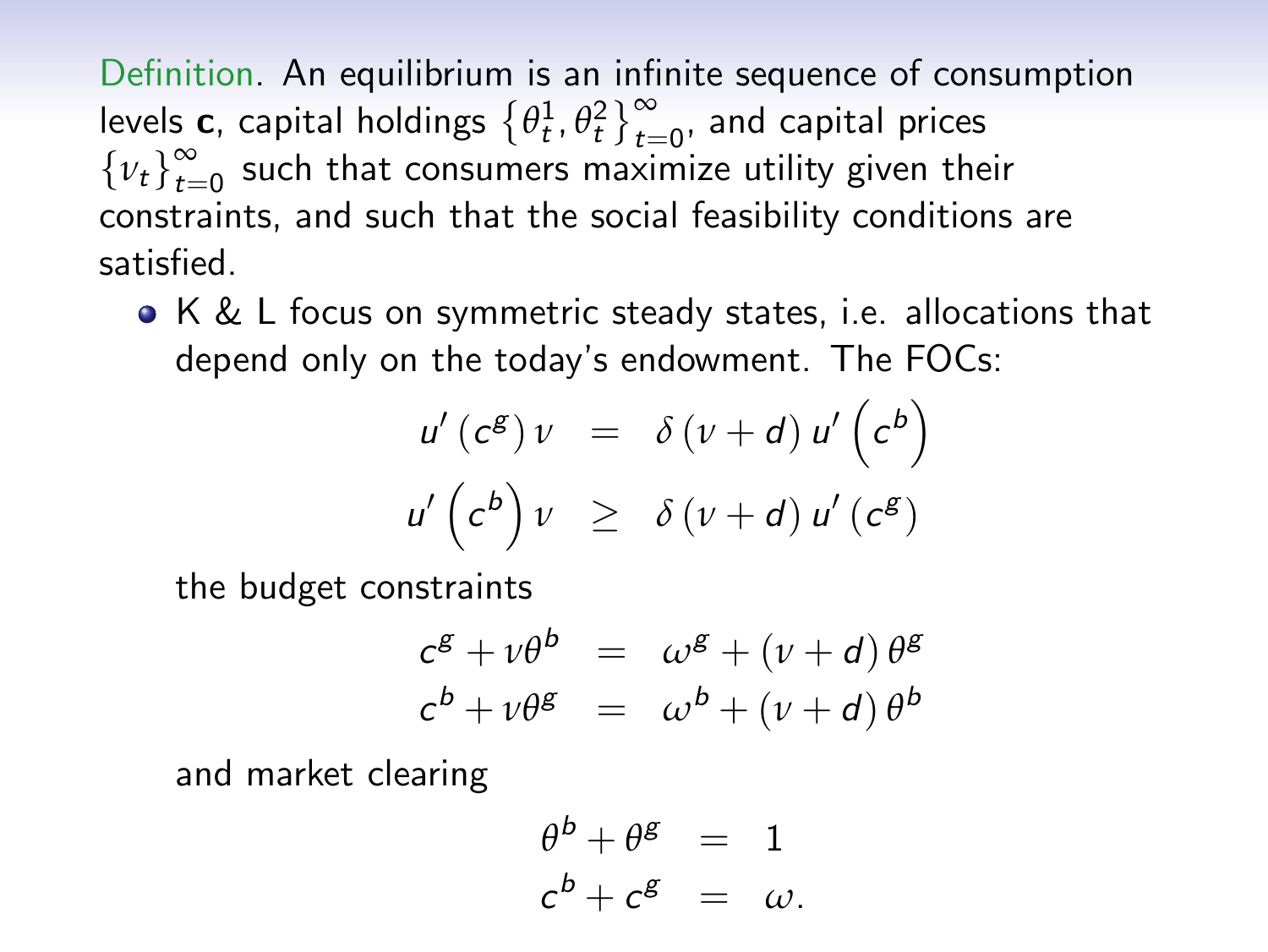Definition. An equilibrium is an infinite sequence of consumption levels $\mathbf{c}$, capital holdings $\left\{\theta_t^1, \theta_t^2\right\}_{t=0}^{\infty}$, and capital prices $\left\{\nu_t\right\}_{t=0}^{\infty}$ such that consumers maximize utility given their constraints, and such that the social feasibility conditions are satisfied.

- K & L focus on symmetric steady states, i.e. allocations that depend only on the today's endowment. The FOCs:

$$
\begin{aligned}
u'\left(c^g\right)\nu &= \delta\left(\nu + d\right) u'\left(c^b\right) \\
u'\left(c^b\right)\nu &\geq \delta\left(\nu + d\right) u'\left(c^g\right)
\end{aligned}
$$

the budget constraints

$$
\begin{aligned}
c^g + \nu\theta^b &= \omega^g + \left(\nu + d\right)\theta^g \\
c^b + \nu\theta^g &= \omega^b + \left(\nu + d\right)\theta^b
\end{aligned}
$$

and market clearing

$$
\begin{aligned}
\theta^b + \theta^g &= 1 \\
c^b + c^g &= \omega.
\end{aligned}
$$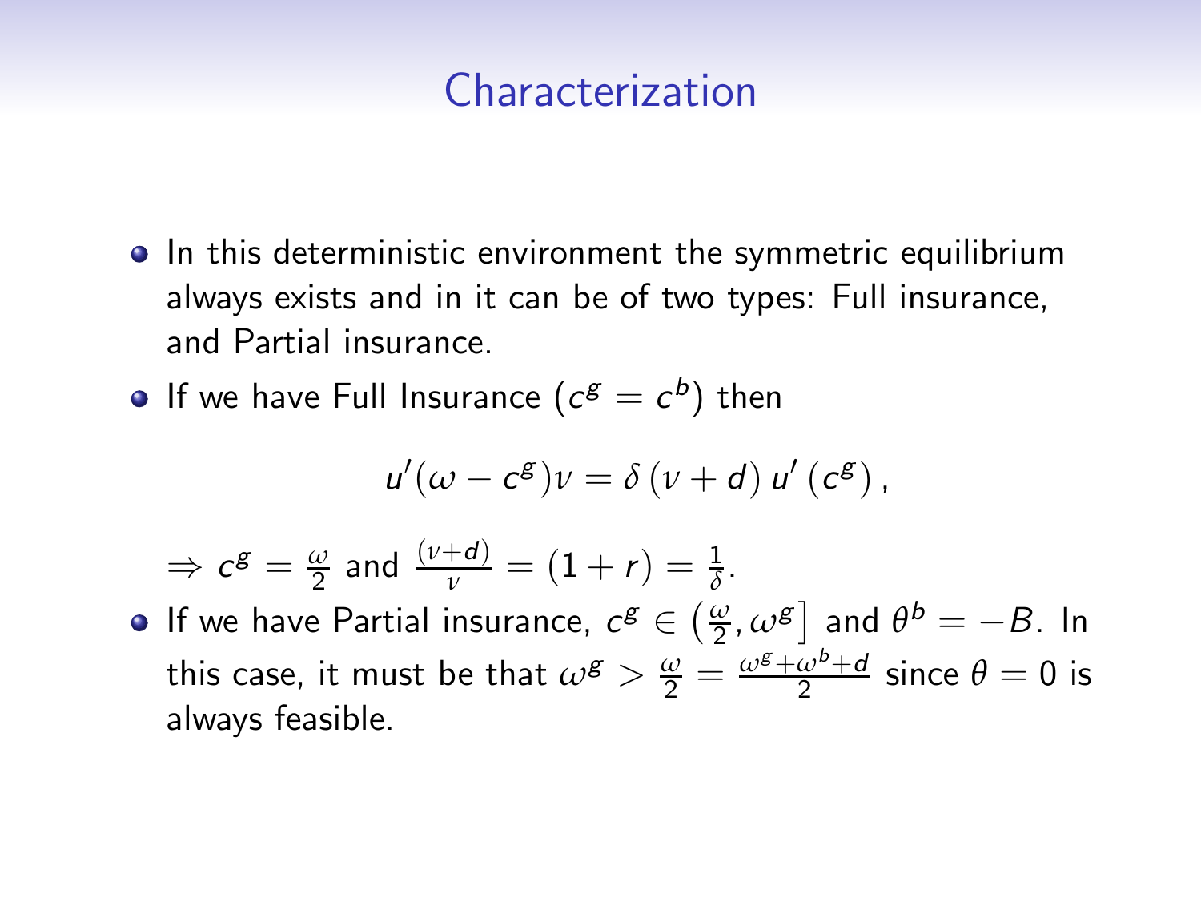# Characterization

- In this deterministic environment the symmetric equilibrium always exists and in it can be of two types: Full insurance, and Partial insurance.
- If we have Full Insurance ($c^g = c^b$) then

$$u'(\omega - c^g)\nu = \delta\left(\nu + d\right)u'\left(c^g\right),$$

$\Rightarrow c^g = \frac{\omega}{2}$ and $\frac{(\nu+d)}{\nu} = (1+r) = \frac{1}{\delta}$.

- If we have Partial insurance, $c^g \in \left(\frac{\omega}{2}, \omega^g\right]$ and $\theta^b = -B$. In this case, it must be that $\omega^g > \frac{\omega}{2} = \frac{\omega^g + \omega^b + d}{2}$ since $\theta = 0$ is always feasible.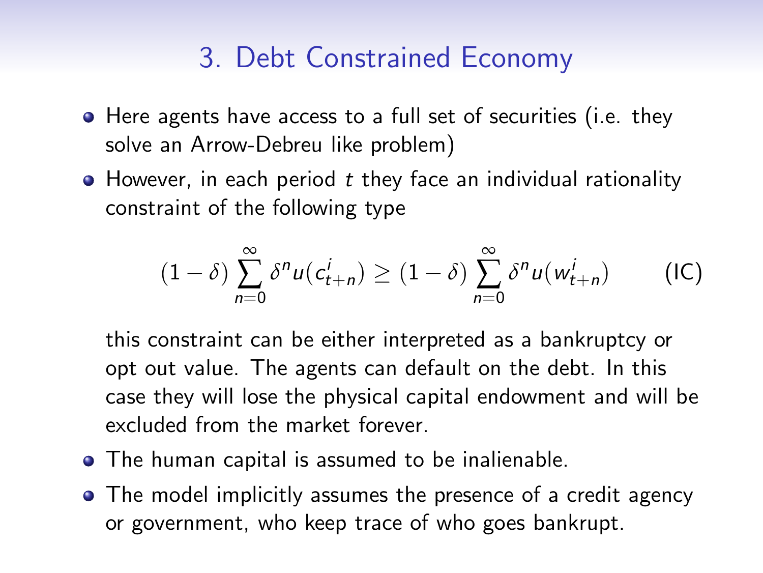## 3. Debt Constrained Economy

- Here agents have access to a full set of securities (i.e. they solve an Arrow-Debreu like problem)
- However, in each period $t$ they face an individual rationality constraint of the following type

$$(1-\delta)\sum_{n=0}^{\infty}\delta^{n}u(c_{t+n}^{i}) \geq (1-\delta)\sum_{n=0}^{\infty}\delta^{n}u(w_{t+n}^{i}) \qquad \text{(IC)}$$

  this constraint can be either interpreted as a bankruptcy or opt out value. The agents can default on the debt. In this case they will lose the physical capital endowment and will be excluded from the market forever.
- The human capital is assumed to be inalienable.
- The model implicitly assumes the presence of a credit agency or government, who keep trace of who goes bankrupt.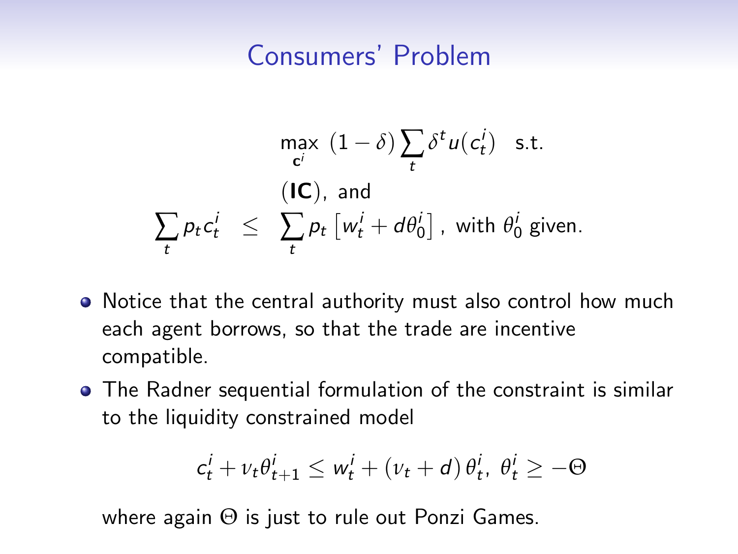# Consumers' Problem

$$
\max_{\mathbf{c}^i} \; (1-\delta)\sum_t \delta^t u(c_t^i) \quad \text{s.t.}
$$

$$
(\mathbf{IC}), \text{ and}
$$

$$
\sum_t p_t c_t^i \;\; \leq \;\; \sum_t p_t \left[ w_t^i + d\theta_0^i \right], \text{ with } \theta_0^i \text{ given.}
$$

- Notice that the central authority must also control how much each agent borrows, so that the trade are incentive compatible.
- The Radner sequential formulation of the constraint is similar to the liquidity constrained model

$$
c_t^i + \nu_t \theta_{t+1}^i \leq w_t^i + (\nu_t + d)\,\theta_t^i, \; \theta_t^i \geq -\Theta
$$

where again $\Theta$ is just to rule out Ponzi Games.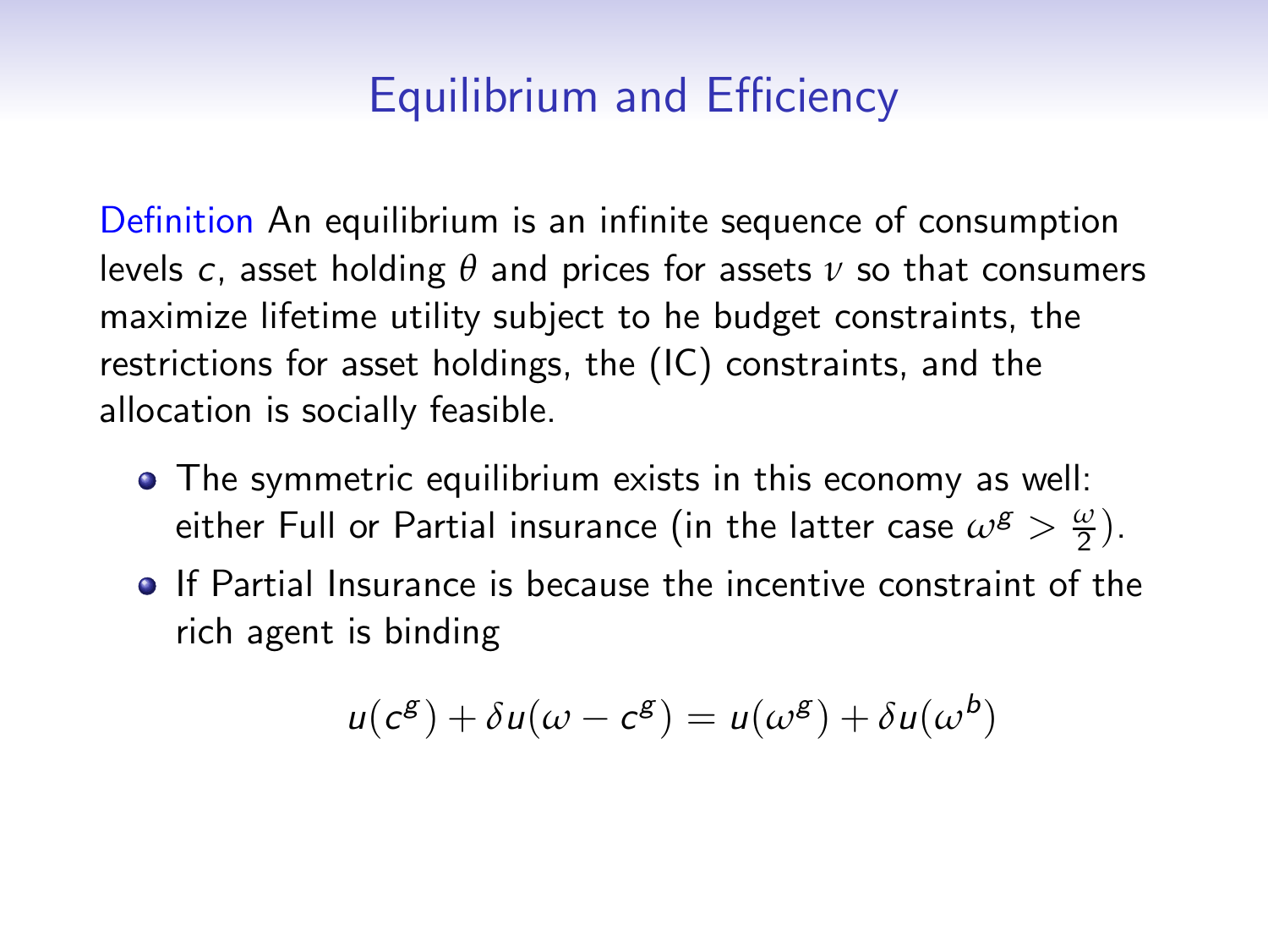# Equilibrium and Efficiency

Definition An equilibrium is an infinite sequence of consumption levels $c$, asset holding $\theta$ and prices for assets $\nu$ so that consumers maximize lifetime utility subject to he budget constraints, the restrictions for asset holdings, the (IC) constraints, and the allocation is socially feasible.

- The symmetric equilibrium exists in this economy as well: either Full or Partial insurance (in the latter case $\omega^g > \frac{\omega}{2}$).
- If Partial Insurance is because the incentive constraint of the rich agent is binding

$$u(c^g) + \delta u(\omega - c^g) = u(\omega^g) + \delta u(\omega^b)$$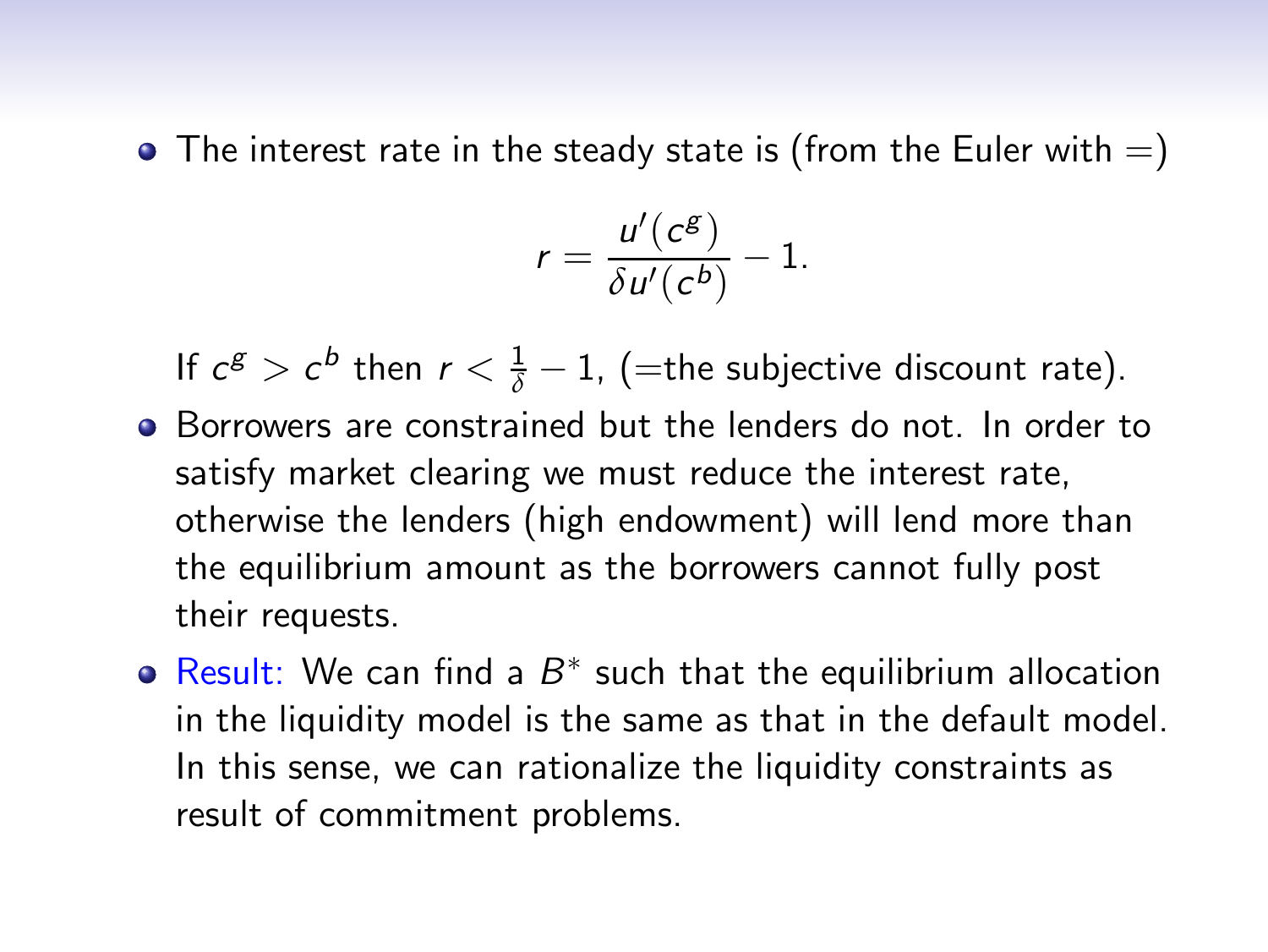- The interest rate in the steady state is (from the Euler with =)

$$r = \frac{u'(c^g)}{\delta u'(c^b)} - 1.$$

  If $c^g > c^b$ then $r < \frac{1}{\delta} - 1$, (=the subjective discount rate).

- Borrowers are constrained but the lenders do not. In order to satisfy market clearing we must reduce the interest rate, otherwise the lenders (high endowment) will lend more than the equilibrium amount as the borrowers cannot fully post their requests.

- Result: We can find a $B^*$ such that the equilibrium allocation in the liquidity model is the same as that in the default model. In this sense, we can rationalize the liquidity constraints as result of commitment problems.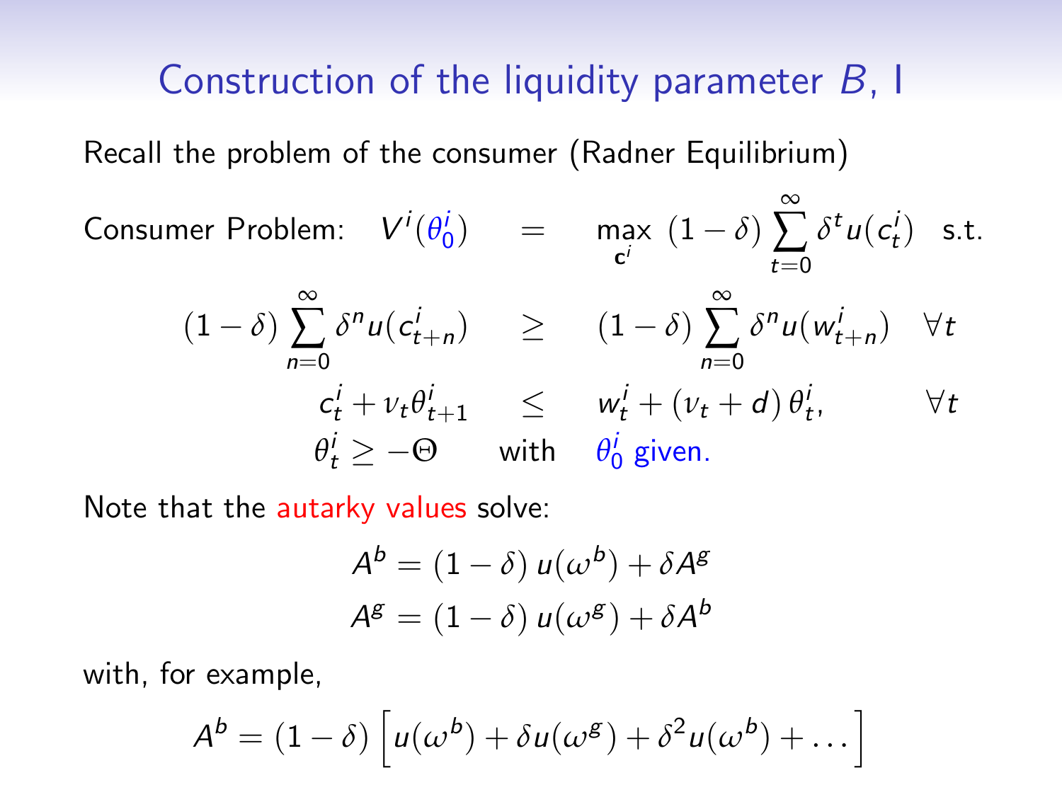# Construction of the liquidity parameter $B$, I

Recall the problem of the consumer (Radner Equilibrium)

$$
\begin{aligned}
\text{Consumer Problem:} \quad V^i(\theta_0^i) \quad &= \quad \max_{\mathbf{c}^i} \; (1-\delta) \sum_{t=0}^{\infty} \delta^t u(c_t^i) \quad \text{s.t.} \\
(1-\delta) \sum_{n=0}^{\infty} \delta^n u(c_{t+n}^i) \quad &\geq \quad (1-\delta) \sum_{n=0}^{\infty} \delta^n u(w_{t+n}^i) \quad \forall t \\
c_t^i + \nu_t \theta_{t+1}^i \quad &\leq \quad w_t^i + (\nu_t + d)\, \theta_t^i, \qquad \forall t \\
\theta_t^i \geq -\Theta \quad & \text{with} \quad \theta_0^i \text{ given.}
\end{aligned}
$$

Note that the autarky values solve:

$$
A^b = (1-\delta)\, u(\omega^b) + \delta A^g
$$

$$
A^g = (1-\delta)\, u(\omega^g) + \delta A^b
$$

with, for example,

$$
A^b = (1-\delta) \left[ u(\omega^b) + \delta u(\omega^g) + \delta^2 u(\omega^b) + \dots \right]
$$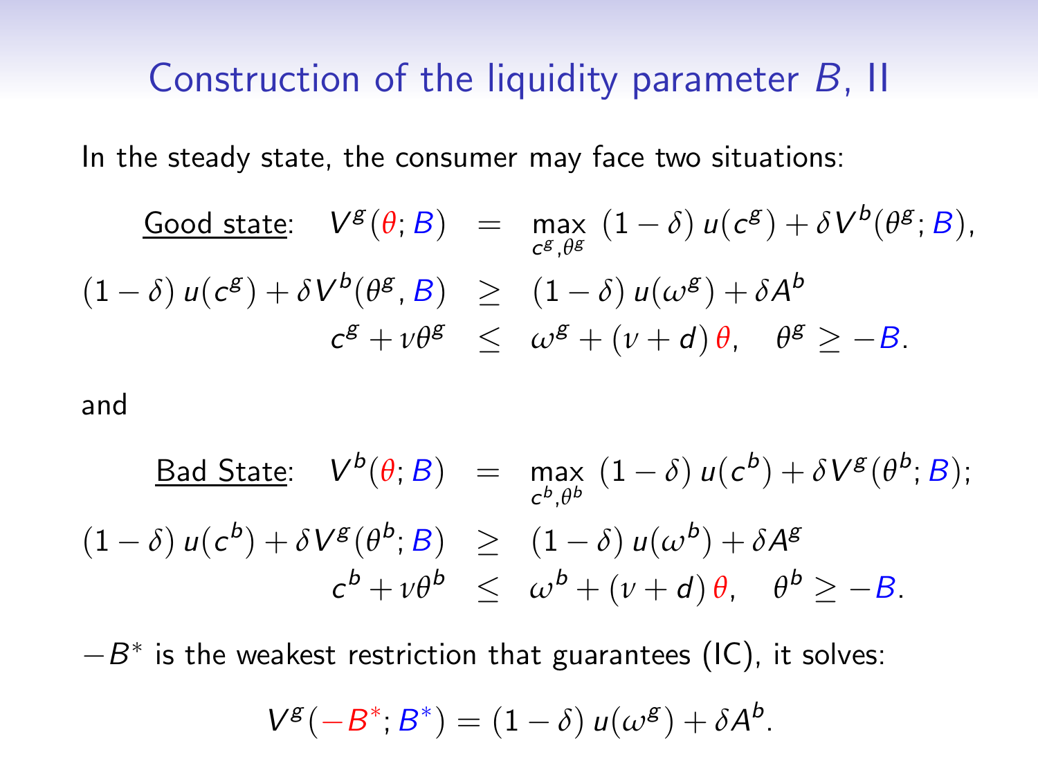# Construction of the liquidity parameter $B$, II

In the steady state, the consumer may face two situations:

$$
\begin{aligned}
\underline{\text{Good state}}: \quad V^g(\theta; B) &= \max_{c^g, \theta^g} \; (1-\delta)\, u(c^g) + \delta V^b(\theta^g; B), \\
(1-\delta)\, u(c^g) + \delta V^b(\theta^g, B) &\geq (1-\delta)\, u(\omega^g) + \delta A^b \\
c^g + \nu \theta^g &\leq \omega^g + (\nu + d)\, \theta, \quad \theta^g \geq -B.
\end{aligned}
$$

and

$$
\begin{aligned}
\underline{\text{Bad State}}: \quad V^b(\theta; B) &= \max_{c^b, \theta^b} \; (1-\delta)\, u(c^b) + \delta V^g(\theta^b; B); \\
(1-\delta)\, u(c^b) + \delta V^g(\theta^b; B) &\geq (1-\delta)\, u(\omega^b) + \delta A^g \\
c^b + \nu \theta^b &\leq \omega^b + (\nu + d)\, \theta, \quad \theta^b \geq -B.
\end{aligned}
$$

$-B^*$ is the weakest restriction that guarantees (IC), it solves:

$$
V^g(-B^*; B^*) = (1-\delta)\, u(\omega^g) + \delta A^b.
$$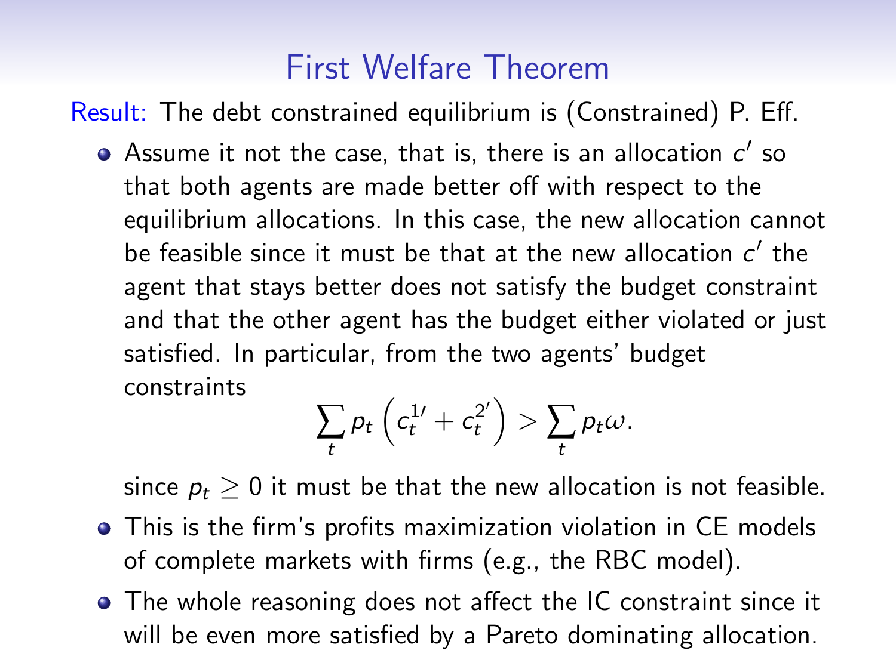# First Welfare Theorem

Result: The debt constrained equilibrium is (Constrained) P. Eff.

- Assume it not the case, that is, there is an allocation $c'$ so that both agents are made better off with respect to the equilibrium allocations. In this case, the new allocation cannot be feasible since it must be that at the new allocation $c'$ the agent that stays better does not satisfy the budget constraint and that the other agent has the budget either violated or just satisfied. In particular, from the two agents' budget constraints

$$\sum_t p_t \left( c_t^{1\prime} + c_t^{2\prime} \right) > \sum_t p_t \omega.$$

  since $p_t \geq 0$ it must be that the new allocation is not feasible.
- This is the firm's profits maximization violation in CE models of complete markets with firms (e.g., the RBC model).
- The whole reasoning does not affect the IC constraint since it will be even more satisfied by a Pareto dominating allocation.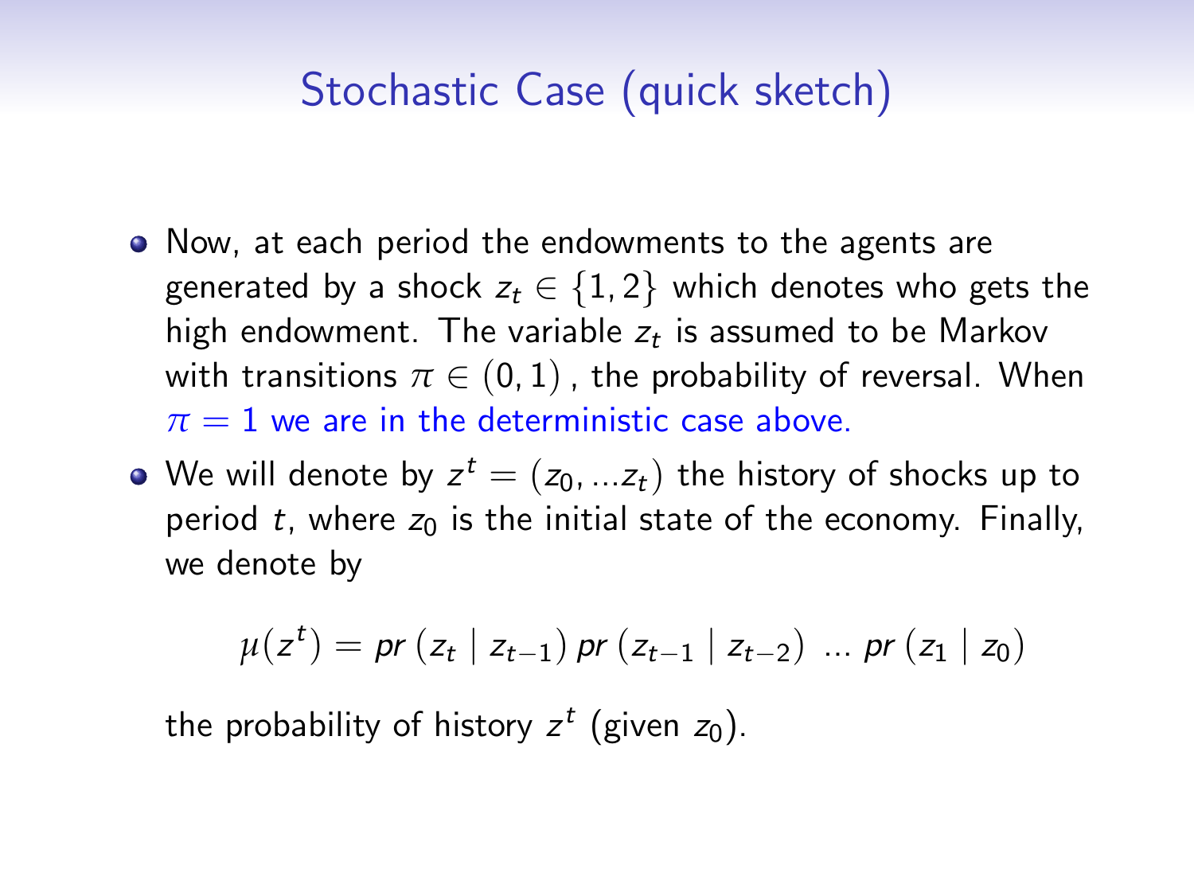# Stochastic Case (quick sketch)

- Now, at each period the endowments to the agents are generated by a shock $z_t \in \{1, 2\}$ which denotes who gets the high endowment. The variable $z_t$ is assumed to be Markov with transitions $\pi \in (0, 1)$ , the probability of reversal. When $\pi = 1$ we are in the deterministic case above.
- We will denote by $z^t = (z_0, ...z_t)$ the history of shocks up to period $t$, where $z_0$ is the initial state of the economy. Finally, we denote by

$$\mu(z^t) = pr\,(z_t \mid z_{t-1})\, pr\,(z_{t-1} \mid z_{t-2})\; ...\; pr\,(z_1 \mid z_0)$$

the probability of history $z^t$ (given $z_0$).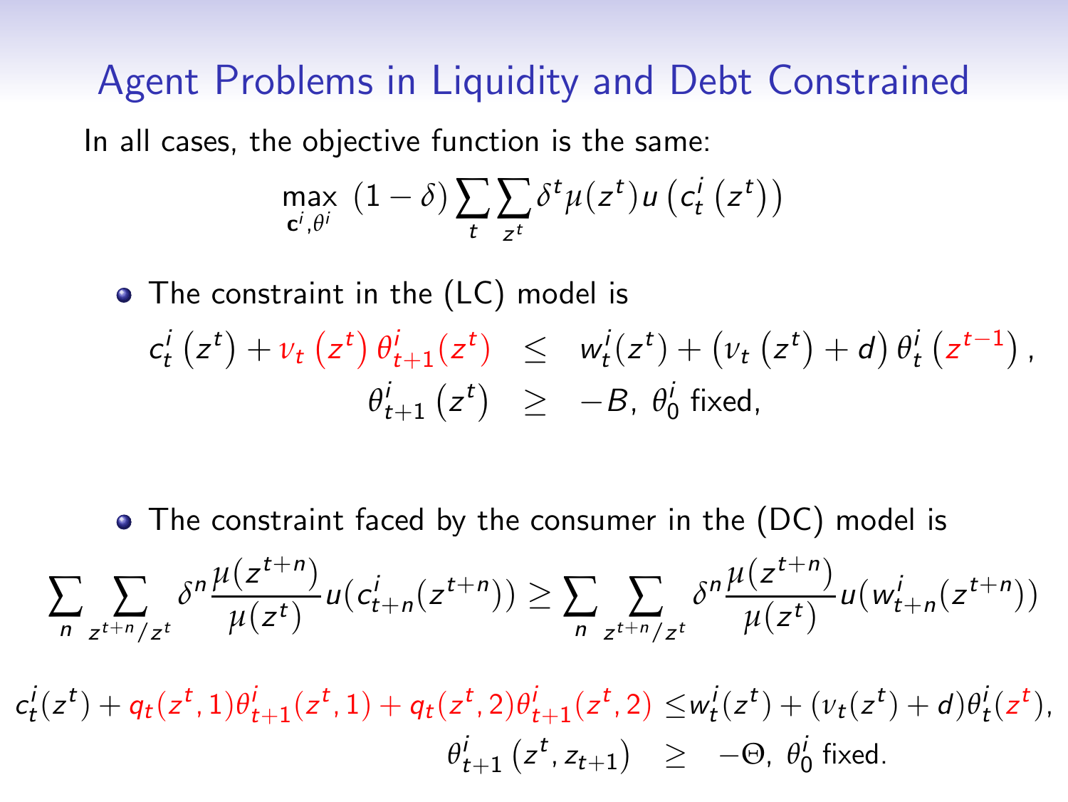# Agent Problems in Liquidity and Debt Constrained

In all cases, the objective function is the same:

$$\max_{\mathbf{c}^i,\theta^i} \ (1-\delta)\sum_t \sum_{z^t} \delta^t \mu(z^t) u\left(c_t^i\left(z^t\right)\right)$$

- The constraint in the (LC) model is

$$\begin{aligned} c_t^i\left(z^t\right) + \nu_t\left(z^t\right)\theta_{t+1}^i(z^t) &\leq w_t^i(z^t) + \left(\nu_t\left(z^t\right)+d\right)\theta_t^i\left(z^{t-1}\right), \\ \theta_{t+1}^i\left(z^t\right) &\geq -B, \ \theta_0^i \text{ fixed,} \end{aligned}$$

- The constraint faced by the consumer in the (DC) model is

$$\sum_n \sum_{z^{t+n}/z^t} \delta^n \frac{\mu(z^{t+n})}{\mu(z^t)} u(c_{t+n}^i(z^{t+n})) \geq \sum_n \sum_{z^{t+n}/z^t} \delta^n \frac{\mu(z^{t+n})}{\mu(z^t)} u(w_{t+n}^i(z^{t+n}))$$

$$\begin{aligned} c_t^i(z^t) + q_t(z^t,1)\theta_{t+1}^i(z^t,1) + q_t(z^t,2)\theta_{t+1}^i(z^t,2) &\leq w_t^i(z^t) + (\nu_t(z^t)+d)\theta_t^i(z^t), \\ \theta_{t+1}^i\left(z^t, z_{t+1}\right) &\geq -\Theta, \ \theta_0^i \text{ fixed.} \end{aligned}$$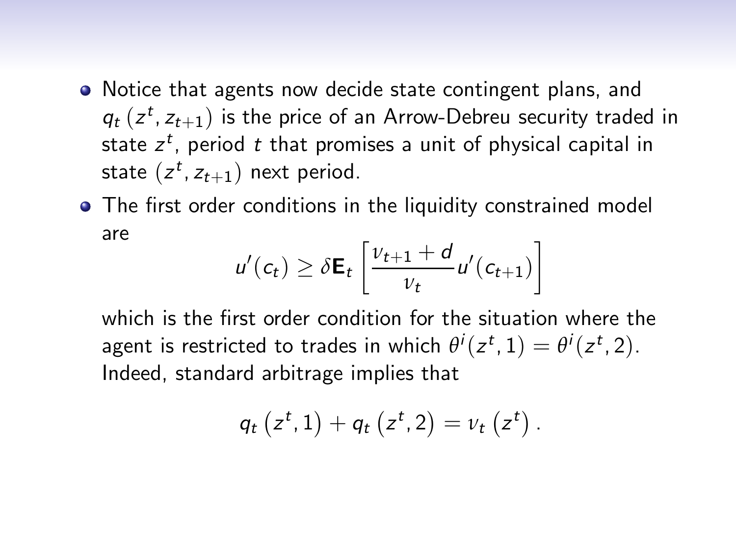- Notice that agents now decide state contingent plans, and $q_t\left(z^t, z_{t+1}\right)$ is the price of an Arrow-Debreu security traded in state $z^t$, period $t$ that promises a unit of physical capital in state $\left(z^t, z_{t+1}\right)$ next period.
- The first order conditions in the liquidity constrained model are

$$u'(c_t) \geq \delta \mathbf{E}_t \left[ \frac{\nu_{t+1} + d}{\nu_t} u'(c_{t+1}) \right]$$

which is the first order condition for the situation where the agent is restricted to trades in which $\theta^i(z^t, 1) = \theta^i(z^t, 2)$. Indeed, standard arbitrage implies that

$$q_t\left(z^t, 1\right) + q_t\left(z^t, 2\right) = \nu_t\left(z^t\right).$$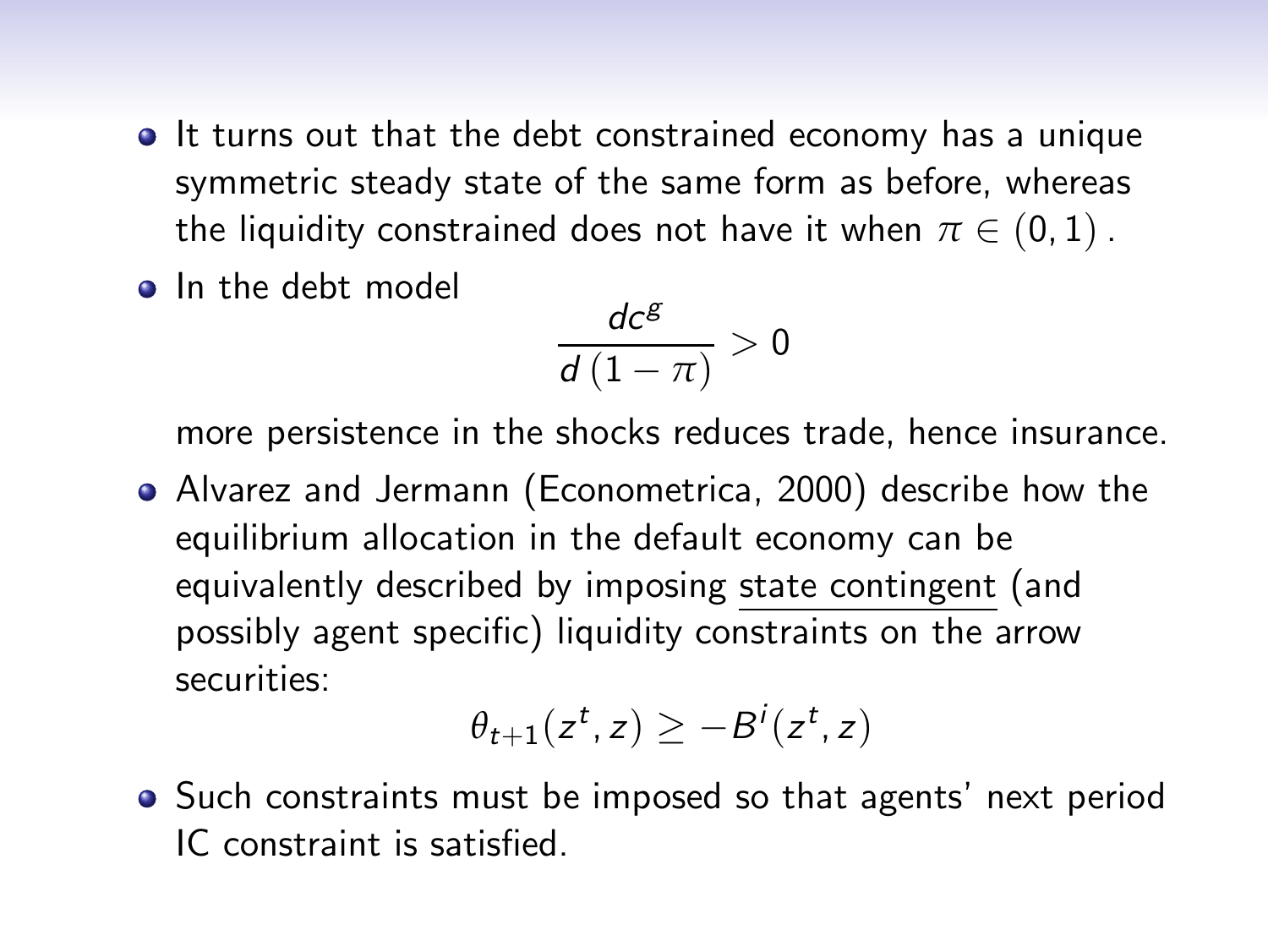- It turns out that the debt constrained economy has a unique symmetric steady state of the same form as before, whereas the liquidity constrained does not have it when $\pi \in (0, 1)$.
- In the debt model

$$\frac{dc^g}{d(1-\pi)} > 0$$

  more persistence in the shocks reduces trade, hence insurance.
- Alvarez and Jermann (Econometrica, 2000) describe how the equilibrium allocation in the default economy can be equivalently described by imposing state contingent (and possibly agent specific) liquidity constraints on the arrow securities:

$$\theta_{t+1}(z^t, z) \geq -B^i(z^t, z)$$

- Such constraints must be imposed so that agents' next period IC constraint is satisfied.